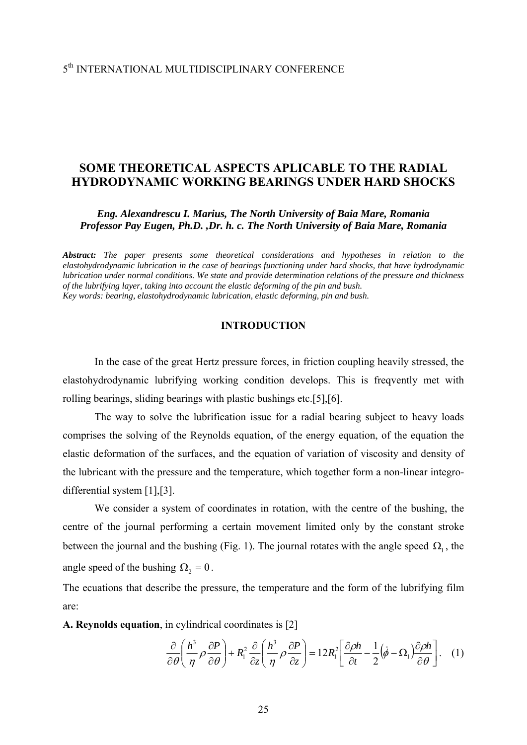5th INTERNATIONAL MULTIDISCIPLINARY CONFERENCE

# SOME THEORETICAL ASPECTS APLICABLE TO THE RADIAL HYDRODYNAMIC WORKING BEARINGS UNDER HARD SHOCKS

***Eng. Alexandrescu I. Marius, The North University of Baia Mare, Romania***
***Professor Pay Eugen, Ph.D. ,Dr. h. c. The North University of Baia Mare, Romania***

***Abstract:*** *The paper presents some theoretical considerations and hypotheses in relation to the elastohydrodynamic lubrication in the case of bearings functioning under hard shocks, that have hydrodynamic lubrication under normal conditions. We state and provide determination relations of the pressure and thickness of the lubrifying layer, taking into account the elastic deforming of the pin and bush.*
*Key words: bearing, elastohydrodynamic lubrication, elastic deforming, pin and bush.*

## INTRODUCTION

In the case of the great Hertz pressure forces, in friction coupling heavily stressed, the elastohydrodynamic lubrifying working condition develops. This is freqvently met with rolling bearings, sliding bearings with plastic bushings etc.[5],[6].

The way to solve the lubrification issue for a radial bearing subject to heavy loads comprises the solving of the Reynolds equation, of the energy equation, of the equation the elastic deformation of the surfaces, and the equation of variation of viscosity and density of the lubricant with the pressure and the temperature, which together form a non-linear integro-differential system [1],[3].

We consider a system of coordinates in rotation, with the centre of the bushing, the centre of the journal performing a certain movement limited only by the constant stroke between the journal and the bushing (Fig. 1). The journal rotates with the angle speed $\Omega_1$, the angle speed of the bushing $\Omega_2 = 0$.

The ecuations that describe the pressure, the temperature and the form of the lubrifying film are:

**A. Reynolds equation**, in cylindrical coordinates is [2]

$$\frac{\partial}{\partial \theta}\left(\frac{h^3}{\eta}\rho\frac{\partial P}{\partial \theta}\right) + R_1^2\frac{\partial}{\partial z}\left(\frac{h^3}{\eta}\rho\frac{\partial P}{\partial z}\right) = 12R_1^2\left[\frac{\partial \rho h}{\partial t} - \frac{1}{2}\left(\dot{\phi} - \Omega_1\right)\frac{\partial \rho h}{\partial \theta}\right]. \quad (1)$$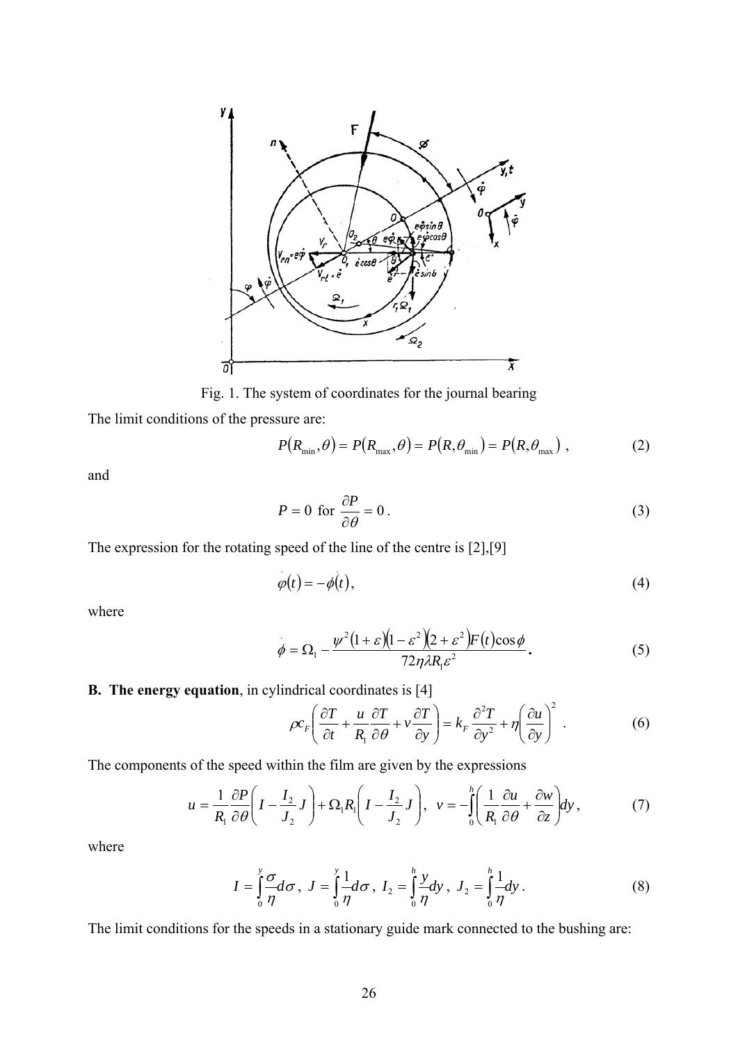Fig. 1. The system of coordinates for the journal bearing

The limit conditions of the pressure are:

$$P(R_{\min},\theta) = P(R_{\max},\theta) = P(R,\theta_{\min}) = P(R,\theta_{\max}) \,, \tag{2}$$

and

$$P = 0 \text{ for } \frac{\partial P}{\partial \theta} = 0 \,. \tag{3}$$

The expression for the rotating speed of the line of the centre is [2],[9]

$$\dot{\varphi}(t) = -\dot{\phi}(t), \tag{4}$$

where

$$\dot{\phi} = \Omega_1 - \frac{\psi^2 (1+\varepsilon)(1-\varepsilon^2)(2+\varepsilon^2) F(t)\cos\phi}{72\eta\lambda R_1 \varepsilon^2}. \tag{5}$$

**B. The energy equation**, in cylindrical coordinates is [4]

$$\rho c_F \left( \frac{\partial T}{\partial t} + \frac{u}{R_1}\frac{\partial T}{\partial \theta} + v\frac{\partial T}{\partial y} \right) = k_F \frac{\partial^2 T}{\partial y^2} + \eta \left( \frac{\partial u}{\partial y} \right)^2 \,. \tag{6}$$

The components of the speed within the film are given by the expressions

$$u = \frac{1}{R_1}\frac{\partial P}{\partial \theta}\left( I - \frac{I_2}{J_2} J \right) + \Omega_1 R_1 \left( I - \frac{I_2}{J_2} J \right), \quad v = -\int_0^h \left( \frac{1}{R_1}\frac{\partial u}{\partial \theta} + \frac{\partial w}{\partial z} \right) dy \,, \tag{7}$$

where

$$I = \int_0^y \frac{\sigma}{\eta} d\sigma \,, \; J = \int_0^y \frac{1}{\eta} d\sigma \,, \; I_2 = \int_0^h \frac{y}{\eta} dy \,, \; J_2 = \int_0^h \frac{1}{\eta} dy \,. \tag{8}$$

The limit conditions for the speeds in a stationary guide mark connected to the bushing are: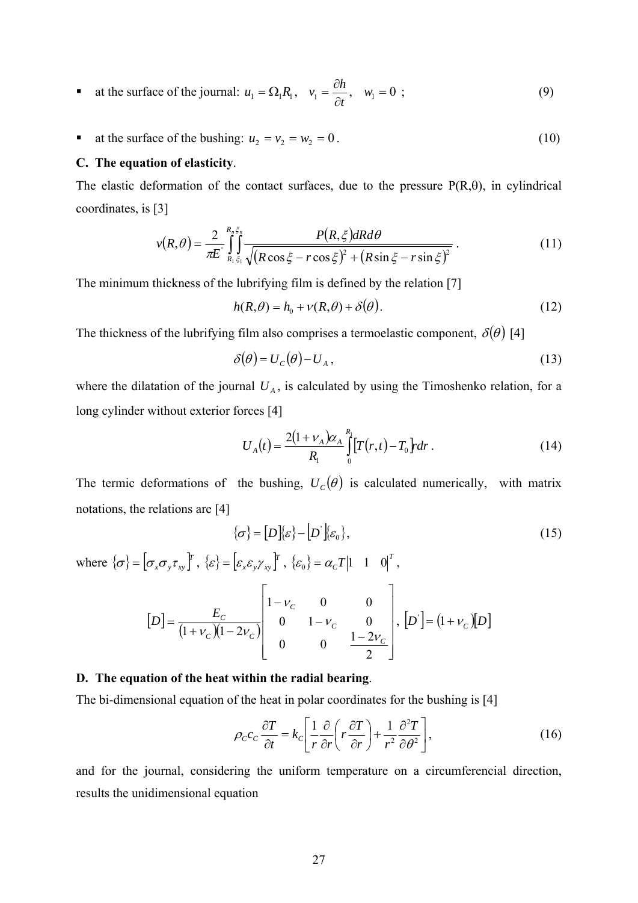- at the surface of the journal: $u_1 = \Omega_1 R_1$, $\quad v_1 = \dfrac{\partial h}{\partial t}$, $\quad w_1 = 0$ ; (9)

- at the surface of the bushing: $u_2 = v_2 = w_2 = 0$. (10)

**C. The equation of elasticity**.

The elastic deformation of the contact surfaces, due to the pressure P(R,θ), in cylindrical coordinates, is [3]

$$v(R,\theta) = \frac{2}{\pi E^{'}} \int_{R_1}^{R_n} \int_{\xi_1}^{\xi_n} \frac{P(R,\xi) dR d\theta}{\sqrt{(R\cos\xi - r\cos\xi)^2 + (R\sin\xi - r\sin\xi)^2}} \,. \tag{11}$$

The minimum thickness of the lubrifying film is defined by the relation [7]

$$h(R,\theta) = h_0 + v(R,\theta) + \delta(\theta). \tag{12}$$

The thickness of the lubrifying film also comprises a termoelastic component, $\delta(\theta)$ [4]

$$\delta(\theta) = U_C(\theta) - U_A \,, \tag{13}$$

where the dilatation of the journal $U_A$, is calculated by using the Timoshenko relation, for a long cylinder without exterior forces [4]

$$U_A(t) = \frac{2(1+\nu_A)\alpha_A}{R_1} \int_0^{R_1} [T(r,t) - T_0] r dr \,. \tag{14}$$

The termic deformations of the bushing, $U_C(\theta)$ is calculated numerically, with matrix notations, the relations are [4]

$$\{\sigma\} = [D]\{\varepsilon\} - [D^{'}]\{\varepsilon_0\}, \tag{15}$$

where $\{\sigma\} = [\sigma_x \sigma_y \tau_{xy}]^T$, $\{\varepsilon\} = [\varepsilon_x \varepsilon_y \gamma_{xy}]^T$, $\{\varepsilon_0\} = \alpha_C T|1 \quad 1 \quad 0|^T$,

$$[D] = \frac{E_C}{(1+\nu_C)(1-2\nu_C)} \begin{bmatrix} 1-\nu_C & 0 & 0 \\ 0 & 1-\nu_C & 0 \\ 0 & 0 & \dfrac{1-2\nu_C}{2} \end{bmatrix}, \ [D^{'}] = (1+\nu_C)[D]$$

**D. The equation of the heat within the radial bearing**.

The bi-dimensional equation of the heat in polar coordinates for the bushing is [4]

$$\rho_C c_C \frac{\partial T}{\partial t} = k_C \left[ \frac{1}{r} \frac{\partial}{\partial r}\left( r \frac{\partial T}{\partial r} \right) + \frac{1}{r^2} \frac{\partial^2 T}{\partial \theta^2} \right], \tag{16}$$

and for the journal, considering the uniform temperature on a circumferencial direction, results the unidimensional equation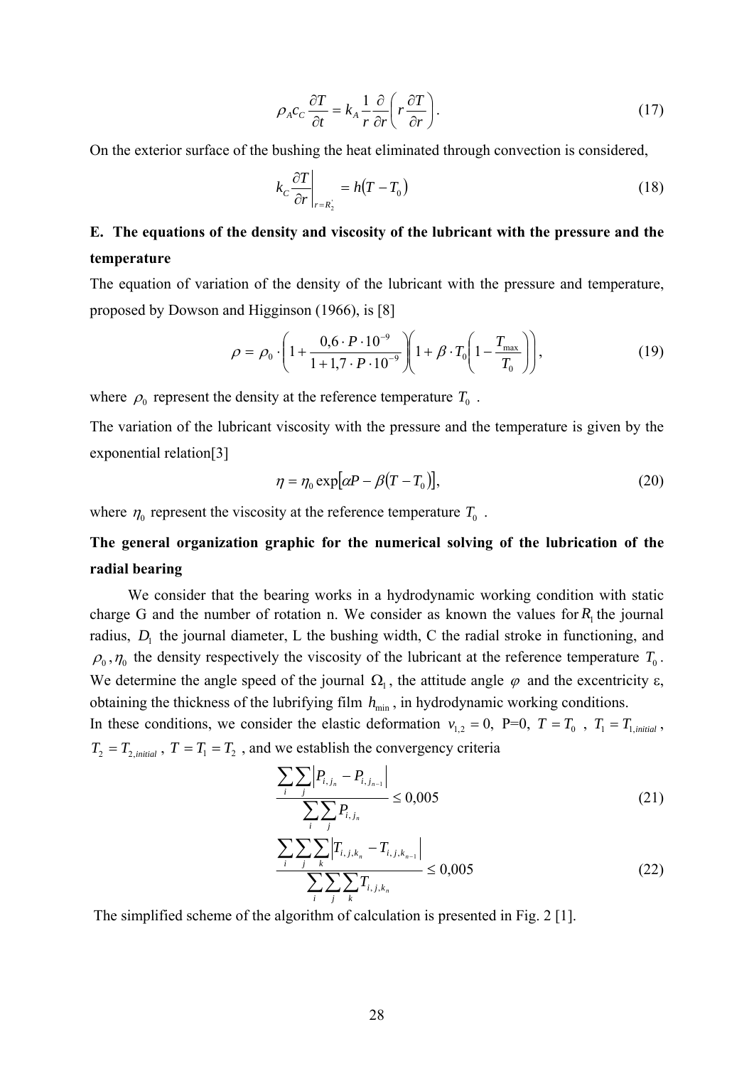$$\rho_A c_C \frac{\partial T}{\partial t} = k_A \frac{1}{r}\frac{\partial}{\partial r}\left(r\frac{\partial T}{\partial r}\right). \tag{17}$$

On the exterior surface of the bushing the heat eliminated through convection is considered,

$$k_C \left.\frac{\partial T}{\partial r}\right|_{r=R_2^{'}} = h\left(T - T_0\right) \tag{18}$$

## E. The equations of the density and viscosity of the lubricant with the pressure and the temperature

The equation of variation of the density of the lubricant with the pressure and temperature, proposed by Dowson and Higginson (1966), is [8]

$$\rho = \rho_0 \cdot \left(1 + \frac{0{,}6 \cdot P \cdot 10^{-9}}{1 + 1{,}7 \cdot P \cdot 10^{-9}}\right)\left(1 + \beta \cdot T_0\left(1 - \frac{T_{\max}}{T_0}\right)\right), \tag{19}$$

where $\rho_0$ represent the density at the reference temperature $T_0$ .

The variation of the lubricant viscosity with the pressure and the temperature is given by the exponential relation[3]

$$\eta = \eta_0 \exp\left[\alpha P - \beta\left(T - T_0\right)\right], \tag{20}$$

where $\eta_0$ represent the viscosity at the reference temperature $T_0$ .

## The general organization graphic for the numerical solving of the lubrication of the radial bearing

We consider that the bearing works in a hydrodynamic working condition with static charge G and the number of rotation n. We consider as known the values for $R_1$ the journal radius, $D_1$ the journal diameter, L the bushing width, C the radial stroke in functioning, and $\rho_0, \eta_0$ the density respectively the viscosity of the lubricant at the reference temperature $T_0$. We determine the angle speed of the journal $\Omega_1$, the attitude angle $\varphi$ and the excentricity ε, obtaining the thickness of the lubrifying film $h_{\min}$, in hydrodynamic working conditions.

In these conditions, we consider the elastic deformation $v_{1,2} = 0$, P=0, $T = T_0$ , $T_1 = T_{1,initial}$ , $T_2 = T_{2,initial}$ , $T = T_1 = T_2$ , and we establish the convergency criteria

$$\frac{\sum_i \sum_j \left|P_{i,j_n} - P_{i,j_{n-1}}\right|}{\sum_i \sum_j P_{i,j_n}} \le 0{,}005 \tag{21}$$

$$\frac{\sum_i \sum_j \sum_k \left|T_{i,j,k_n} - T_{i,j,k_{n-1}}\right|}{\sum_i \sum_j \sum_k T_{i,j,k_n}} \le 0{,}005 \tag{22}$$

The simplified scheme of the algorithm of calculation is presented in Fig. 2 [1].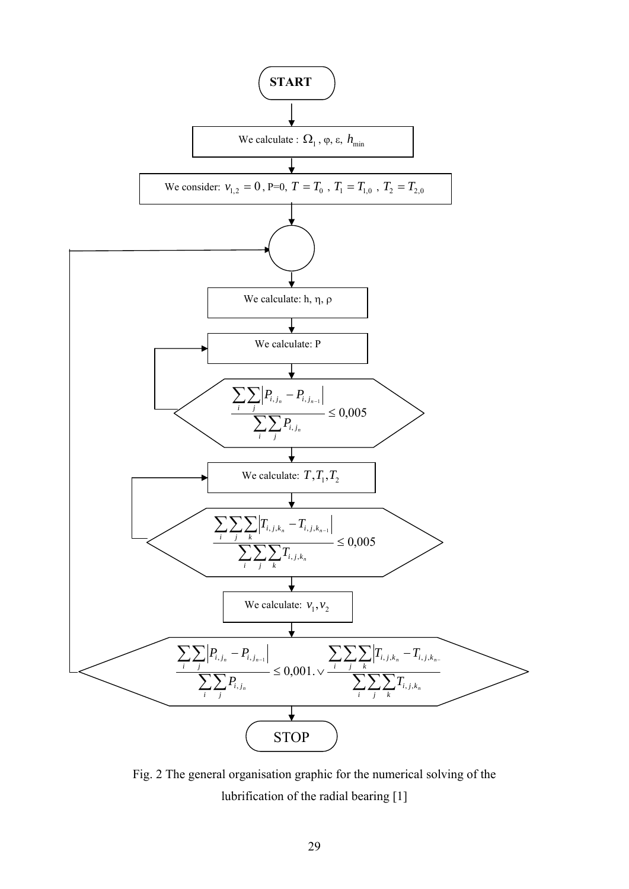START

We calculate : $\Omega_1$, φ, ε, $h_{\min}$

We consider: $v_{1,2} = 0$, P=0, $T = T_0$, $T_1 = T_{1,0}$, $T_2 = T_{2,0}$

We calculate: h, η, ρ

We calculate: P

$$\frac{\sum_i \sum_j \left| P_{i,j_n} - P_{i,j_{n-1}} \right|}{\sum_i \sum_j P_{i,j_n}} \leq 0{,}005$$

We calculate: $T, T_1, T_2$

$$\frac{\sum_i \sum_j \sum_k \left| T_{i,j,k_n} - T_{i,j,k_{n-1}} \right|}{\sum_i \sum_j \sum_k T_{i,j,k_n}} \leq 0{,}005$$

We calculate: $v_1, v_2$

$$\frac{\sum_i \sum_j \left| P_{i,j_n} - P_{i,j_{n-1}} \right|}{\sum_i \sum_j P_{i,j_n}} \leq 0{,}001. \vee \frac{\sum_i \sum_j \sum_k \left| T_{i,j,k_n} - T_{i,j,k_{n-}} \right|}{\sum_i \sum_j \sum_k T_{i,j,k_n}}$$

STOP

Fig. 2 The general organisation graphic for the numerical solving of the lubrification of the radial bearing [1]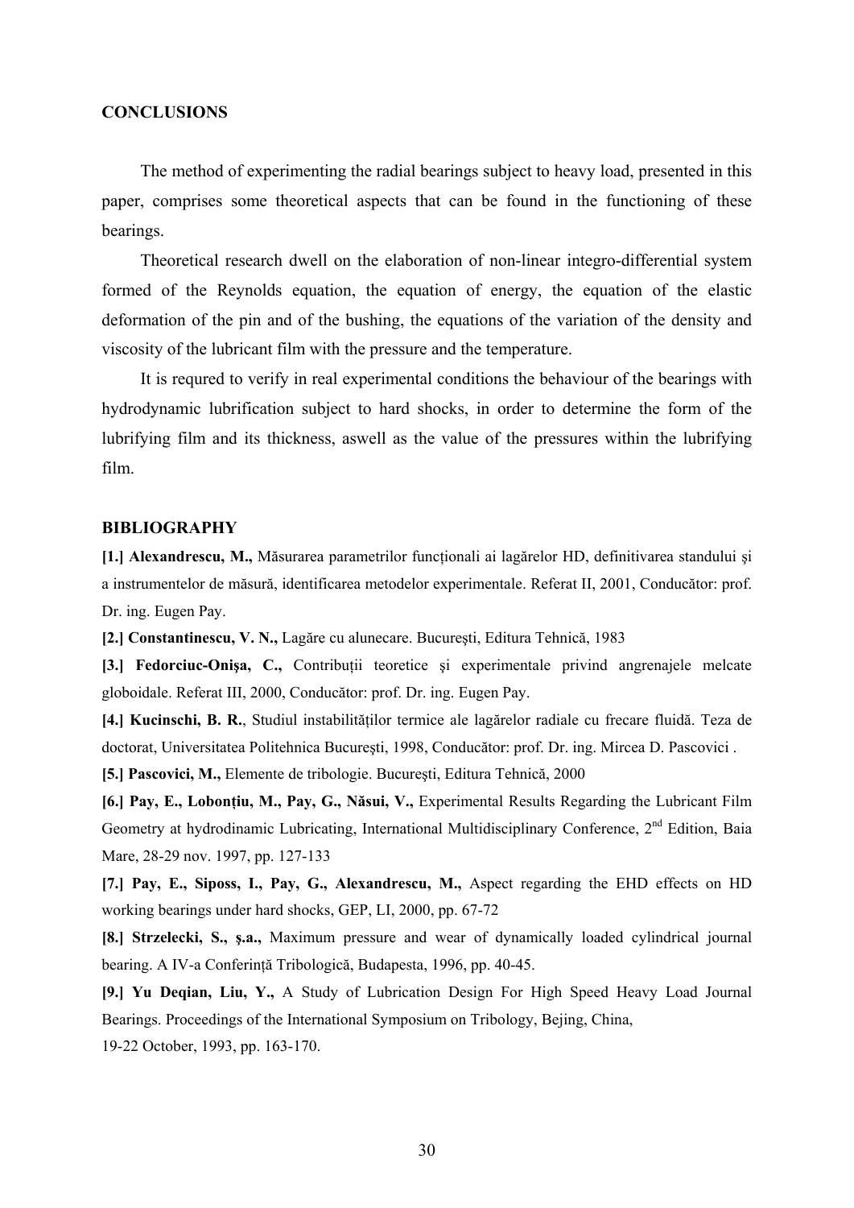## CONCLUSIONS

The method of experimenting the radial bearings subject to heavy load, presented in this paper, comprises some theoretical aspects that can be found in the functioning of these bearings.

Theoretical research dwell on the elaboration of non-linear integro-differential system formed of the Reynolds equation, the equation of energy, the equation of the elastic deformation of the pin and of the bushing, the equations of the variation of the density and viscosity of the lubricant film with the pressure and the temperature.

It is requred to verify in real experimental conditions the behaviour of the bearings with hydrodynamic lubrification subject to hard shocks, in order to determine the form of the lubrifying film and its thickness, aswell as the value of the pressures within the lubrifying film.

## BIBLIOGRAPHY

**[1.] Alexandrescu, M.,** Măsurarea parametrilor funcționali ai lagărelor HD, definitivarea standului şi a instrumentelor de măsură, identificarea metodelor experimentale. Referat II, 2001, Conducător: prof. Dr. ing. Eugen Pay.

**[2.] Constantinescu, V. N.,** Lagăre cu alunecare. Bucureşti, Editura Tehnică, 1983

**[3.] Fedorciuc-Onişa, C.,** Contribuții teoretice şi experimentale privind angrenajele melcate globoidale. Referat III, 2000, Conducător: prof. Dr. ing. Eugen Pay.

**[4.] Kucinschi, B. R.**, Studiul instabilităților termice ale lagărelor radiale cu frecare fluidă. Teza de doctorat, Universitatea Politehnica Bucureşti, 1998, Conducător: prof. Dr. ing. Mircea D. Pascovici .

**[5.] Pascovici, M.,** Elemente de tribologie. Bucureşti, Editura Tehnică, 2000

**[6.] Pay, E., Lobonțiu, M., Pay, G., Năsui, V.,** Experimental Results Regarding the Lubricant Film Geometry at hydrodinamic Lubricating, International Multidisciplinary Conference, 2nd Edition, Baia Mare, 28-29 nov. 1997, pp. 127-133

**[7.] Pay, E., Siposs, I., Pay, G., Alexandrescu, M.,** Aspect regarding the EHD effects on HD working bearings under hard shocks, GEP, LI, 2000, pp. 67-72

**[8.] Strzelecki, S., ş.a.,** Maximum pressure and wear of dynamically loaded cylindrical journal bearing. A IV-a Conferință Tribologică, Budapesta, 1996, pp. 40-45.

**[9.] Yu Deqian, Liu, Y.,** A Study of Lubrication Design For High Speed Heavy Load Journal Bearings. Proceedings of the International Symposium on Tribology, Bejing, China, 19-22 October, 1993, pp. 163-170.